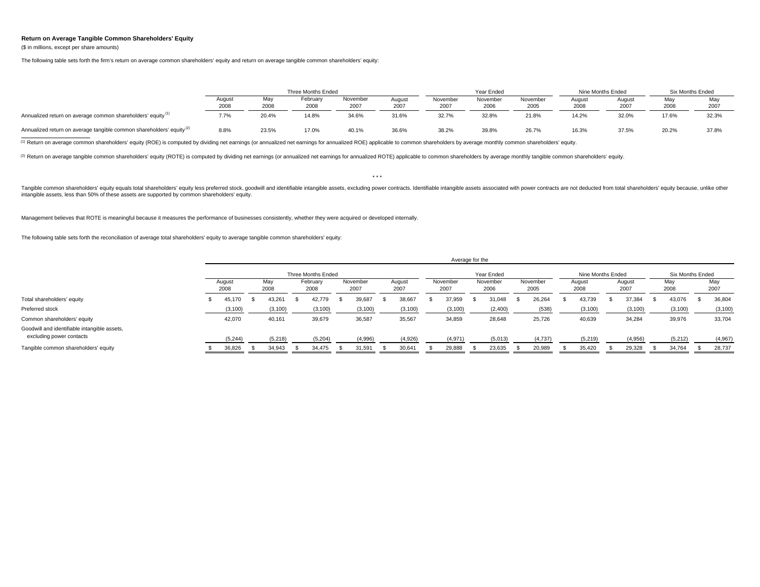**Return on Average Tangible Common Shareholders' Equity**

($ in millions, except per share amounts)

The following table sets forth the firm's return on average common shareholders' equity and return on average tangible common shareholders' equity:

| | Three Months Ended | | | | | Year Ended | | | Nine Months Ended | | Six Months Ended | |
|---|---|---|---|---|---|---|---|---|---|---|---|---|
| | August 2008 | May 2008 | February 2008 | November 2007 | August 2007 | November 2007 | November 2006 | November 2005 | August 2008 | August 2007 | May 2008 | May 2007 |
| Annualized return on average common shareholders' equity [1] | 7.7% | 20.4% | 14.8% | 34.6% | 31.6% | 32.7% | 32.8% | 21.8% | 14.2% | 32.0% | 17.6% | 32.3% |
| Annualized return on average tangible common shareholders' equity [2] | 8.8% | 23.5% | 17.0% | 40.1% | 36.6% | 38.2% | 39.8% | 26.7% | 16.3% | 37.5% | 20.2% | 37.8% |

[1] Return on average common shareholders' equity (ROE) is computed by dividing net earnings (or annualized net earnings for annualized ROE) applicable to common shareholders by average monthly common shareholders' equity.

[2] Return on average tangible common shareholders' equity (ROTE) is computed by dividing net earnings (or annualized net earnings for annualized ROTE) applicable to common shareholders by average monthly tangible common shareholders' equity.

* * *

Tangible common shareholders' equity equals total shareholders' equity less preferred stock, goodwill and identifiable intangible assets, excluding power contracts. Identifiable intangible assets associated with power contracts are not deducted from total shareholders' equity because, unlike other intangible assets, less than 50% of these assets are supported by common shareholders' equity.

Management believes that ROTE is meaningful because it measures the performance of businesses consistently, whether they were acquired or developed internally.

The following table sets forth the reconciliation of average total shareholders' equity to average tangible common shareholders' equity:

| | Average for the | | | | | | | | | | | |
|---|---|---|---|---|---|---|---|---|---|---|---|---|
| | Three Months Ended | | | | | Year Ended | | | Nine Months Ended | | Six Months Ended | |
| | August 2008 | May 2008 | February 2008 | November 2007 | August 2007 | November 2007 | November 2006 | November 2005 | August 2008 | August 2007 | May 2008 | May 2007 |
| Total shareholders' equity | $ 45,170 | $ 43,261 | $ 42,779 | $ 39,687 | $ 38,667 | $ 37,959 | $ 31,048 | $ 26,264 | $ 43,739 | $ 37,384 | $ 43,076 | $ 36,804 |
| Preferred stock | (3,100) | (3,100) | (3,100) | (3,100) | (3,100) | (3,100) | (2,400) | (538) | (3,100) | (3,100) | (3,100) | (3,100) |
| Common shareholders' equity | 42,070 | 40,161 | 39,679 | 36,587 | 35,567 | 34,859 | 28,648 | 25,726 | 40,639 | 34,284 | 39,976 | 33,704 |
| Goodwill and identifiable intangible assets, excluding power contacts | (5,244) | (5,218) | (5,204) | (4,996) | (4,926) | (4,971) | (5,013) | (4,737) | (5,219) | (4,956) | (5,212) | (4,967) |
| Tangible common shareholders' equity | $ 36,826 | $ 34,943 | $ 34,475 | $ 31,591 | $ 30,641 | $ 29,888 | $ 23,635 | $ 20,989 | $ 35,420 | $ 29,328 | $ 34,764 | $ 28,737 |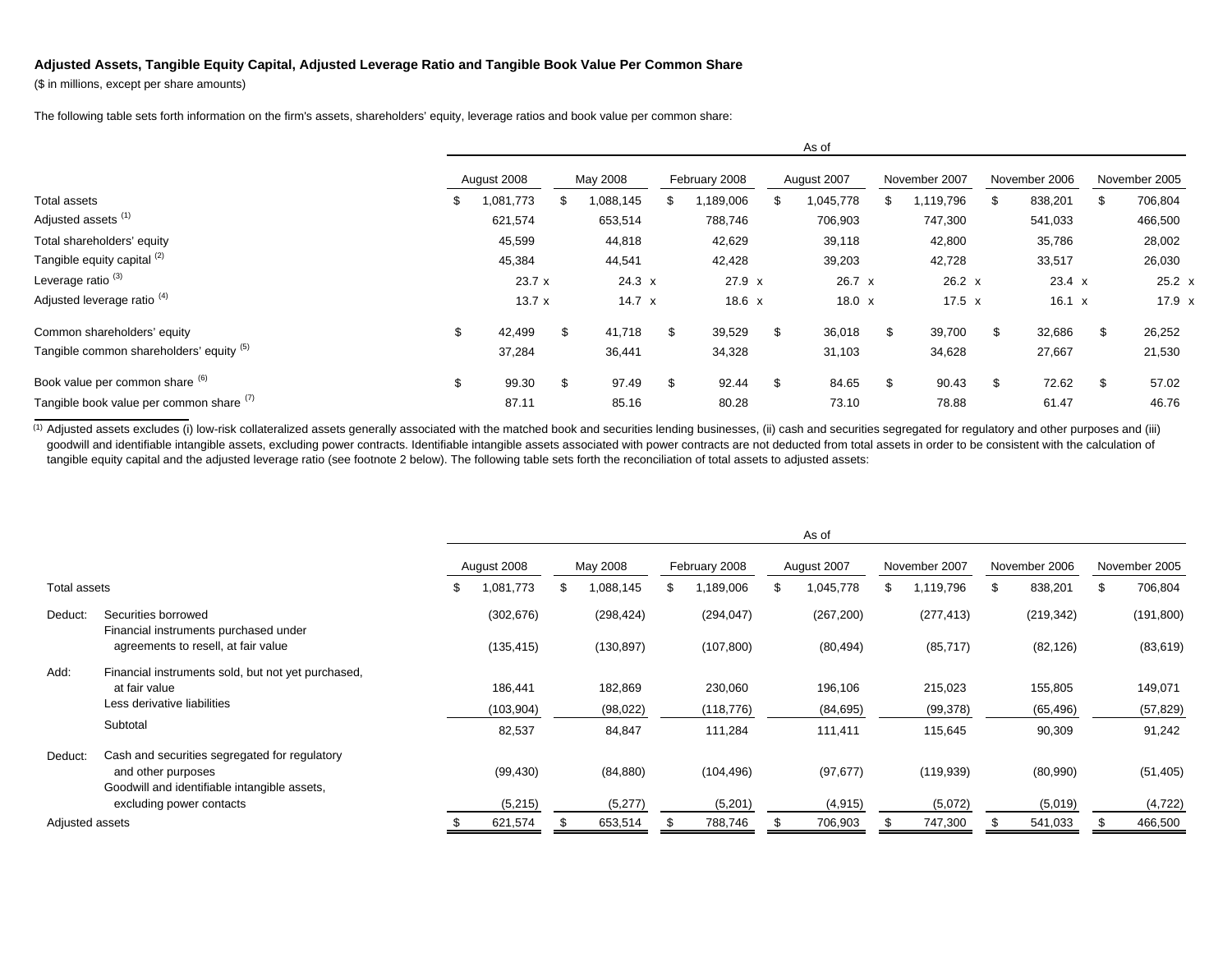**Adjusted Assets, Tangible Equity Capital, Adjusted Leverage Ratio and Tangible Book Value Per Common Share**

($ in millions, except per share amounts)

The following table sets forth information on the firm's assets, shareholders' equity, leverage ratios and book value per common share:

| | As of | | | | | | |
|---|---|---|---|---|---|---|---|
| | August 2008 | May 2008 | February 2008 | August 2007 | November 2007 | November 2006 | November 2005 |
| Total assets | $ 1,081,773 | $ 1,088,145 | $ 1,189,006 | $ 1,045,778 | $ 1,119,796 | $ 838,201 | $ 706,804 |
| Adjusted assets [(1)] | 621,574 | 653,514 | 788,746 | 706,903 | 747,300 | 541,033 | 466,500 |
| Total shareholders' equity | 45,599 | 44,818 | 42,629 | 39,118 | 42,800 | 35,786 | 28,002 |
| Tangible equity capital [(2)] | 45,384 | 44,541 | 42,428 | 39,203 | 42,728 | 33,517 | 26,030 |
| Leverage ratio [(3)] | 23.7 x | 24.3 x | 27.9 x | 26.7 x | 26.2 x | 23.4 x | 25.2 x |
| Adjusted leverage ratio [(4)] | 13.7 x | 14.7 x | 18.6 x | 18.0 x | 17.5 x | 16.1 x | 17.9 x |
| Common shareholders' equity | $ 42,499 | $ 41,718 | $ 39,529 | $ 36,018 | $ 39,700 | $ 32,686 | $ 26,252 |
| Tangible common shareholders' equity [(5)] | 37,284 | 36,441 | 34,328 | 31,103 | 34,628 | 27,667 | 21,530 |
| Book value per common share [(6)] | $ 99.30 | $ 97.49 | $ 92.44 | $ 84.65 | $ 90.43 | $ 72.62 | $ 57.02 |
| Tangible book value per common share [(7)] | 87.11 | 85.16 | 80.28 | 73.10 | 78.88 | 61.47 | 46.76 |

(1) Adjusted assets excludes (i) low-risk collateralized assets generally associated with the matched book and securities lending businesses, (ii) cash and securities segregated for regulatory and other purposes and (iii) goodwill and identifiable intangible assets, excluding power contracts. Identifiable intangible assets associated with power contracts are not deducted from total assets in order to be consistent with the calculation of tangible equity capital and the adjusted leverage ratio (see footnote 2 below). The following table sets forth the reconciliation of total assets to adjusted assets:

| | | As of | | | | | | |
|---|---|---|---|---|---|---|---|---|
| | | August 2008 | May 2008 | February 2008 | August 2007 | November 2007 | November 2006 | November 2005 |
| Total assets | | $ 1,081,773 | $ 1,088,145 | $ 1,189,006 | $ 1,045,778 | $ 1,119,796 | $ 838,201 | $ 706,804 |
| Deduct: | Securities borrowed | (302,676) | (298,424) | (294,047) | (267,200) | (277,413) | (219,342) | (191,800) |
| | Financial instruments purchased under agreements to resell, at fair value | (135,415) | (130,897) | (107,800) | (80,494) | (85,717) | (82,126) | (83,619) |
| Add: | Financial instruments sold, but not yet purchased, at fair value | 186,441 | 182,869 | 230,060 | 196,106 | 215,023 | 155,805 | 149,071 |
| | Less derivative liabilities | (103,904) | (98,022) | (118,776) | (84,695) | (99,378) | (65,496) | (57,829) |
| | Subtotal | 82,537 | 84,847 | 111,284 | 111,411 | 115,645 | 90,309 | 91,242 |
| Deduct: | Cash and securities segregated for regulatory and other purposes | (99,430) | (84,880) | (104,496) | (97,677) | (119,939) | (80,990) | (51,405) |
| | Goodwill and identifiable intangible assets, excluding power contacts | (5,215) | (5,277) | (5,201) | (4,915) | (5,072) | (5,019) | (4,722) |
| Adjusted assets | | $ 621,574 | $ 653,514 | $ 788,746 | $ 706,903 | $ 747,300 | $ 541,033 | $ 466,500 |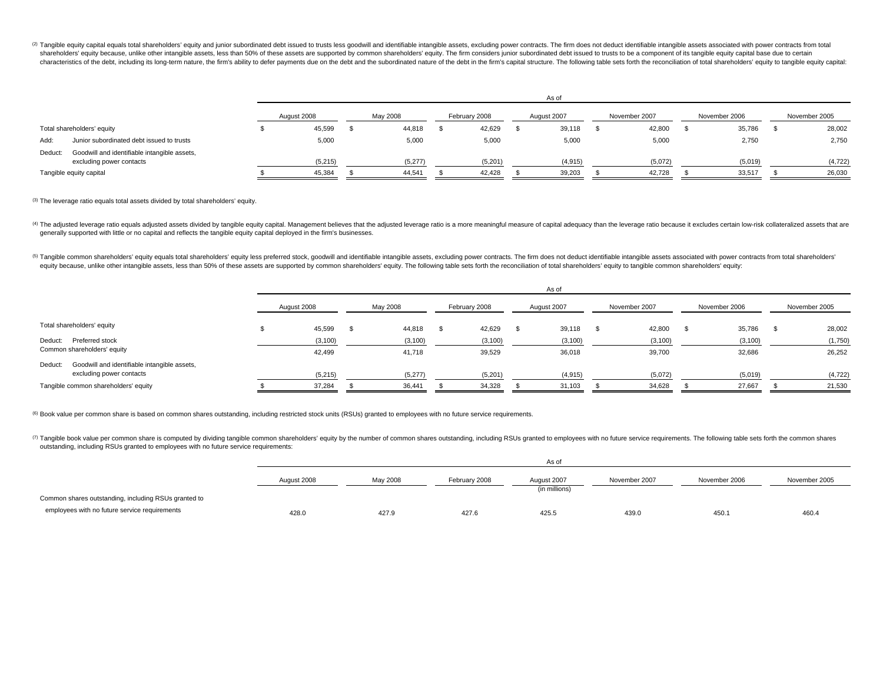(2) Tangible equity capital equals total shareholders' equity and junior subordinated debt issued to trusts less goodwill and identifiable intangible assets, excluding power contracts. The firm does not deduct identifiable intangible assets associated with power contracts from total shareholders' equity because, unlike other intangible assets, less than 50% of these assets are supported by common shareholders' equity. The firm considers junior subordinated debt issued to trusts to be a component of its tangible equity capital base due to certain characteristics of the debt, including its long-term nature, the firm's ability to defer payments due on the debt and the subordinated nature of the debt in the firm's capital structure. The following table sets forth the reconciliation of total shareholders' equity to tangible equity capital:

| | As of | | | | | | |
|---|---|---|---|---|---|---|---|
| | August 2008 | May 2008 | February 2008 | August 2007 | November 2007 | November 2006 | November 2005 |
| Total shareholders' equity | $ 45,599 | $ 44,818 | $ 42,629 | $ 39,118 | $ 42,800 | $ 35,786 | $ 28,002 |
| Add: Junior subordinated debt issued to trusts | 5,000 | 5,000 | 5,000 | 5,000 | 5,000 | 2,750 | 2,750 |
| Deduct: Goodwill and identifiable intangible assets, excluding power contacts | (5,215) | (5,277) | (5,201) | (4,915) | (5,072) | (5,019) | (4,722) |
| Tangible equity capital | $ 45,384 | $ 44,541 | $ 42,428 | $ 39,203 | $ 42,728 | $ 33,517 | $ 26,030 |

(3) The leverage ratio equals total assets divided by total shareholders' equity.

(4) The adjusted leverage ratio equals adjusted assets divided by tangible equity capital. Management believes that the adjusted leverage ratio is a more meaningful measure of capital adequacy than the leverage ratio because it excludes certain low-risk collateralized assets that are generally supported with little or no capital and reflects the tangible equity capital deployed in the firm's businesses.

(5) Tangible common shareholders' equity equals total shareholders' equity less preferred stock, goodwill and identifiable intangible assets, excluding power contracts. The firm does not deduct identifiable intangible assets associated with power contracts from total shareholders' equity because, unlike other intangible assets, less than 50% of these assets are supported by common shareholders' equity. The following table sets forth the reconciliation of total shareholders' equity to tangible common shareholders' equity:

| | As of | | | | | | |
|---|---|---|---|---|---|---|---|
| | August 2008 | May 2008 | February 2008 | August 2007 | November 2007 | November 2006 | November 2005 |
| Total shareholders' equity | $ 45,599 | $ 44,818 | $ 42,629 | $ 39,118 | $ 42,800 | $ 35,786 | $ 28,002 |
| Deduct: Preferred stock | (3,100) | (3,100) | (3,100) | (3,100) | (3,100) | (3,100) | (1,750) |
| Common shareholders' equity | 42,499 | 41,718 | 39,529 | 36,018 | 39,700 | 32,686 | 26,252 |
| Deduct: Goodwill and identifiable intangible assets, excluding power contacts | (5,215) | (5,277) | (5,201) | (4,915) | (5,072) | (5,019) | (4,722) |
| Tangible common shareholders' equity | $ 37,284 | $ 36,441 | $ 34,328 | $ 31,103 | $ 34,628 | $ 27,667 | $ 21,530 |

(6) Book value per common share is based on common shares outstanding, including restricted stock units (RSUs) granted to employees with no future service requirements.

(7) Tangible book value per common share is computed by dividing tangible common shareholders' equity by the number of common shares outstanding, including RSUs granted to employees with no future service requirements. The following table sets forth the common shares outstanding, including RSUs granted to employees with no future service requirements:

| | As of | | | | | | |
|---|---|---|---|---|---|---|---|
| | August 2008 | May 2008 | February 2008 | August 2007 | November 2007 | November 2006 | November 2005 |
| | | | | (in millions) | | | |
| Common shares outstanding, including RSUs granted to employees with no future service requirements | 428.0 | 427.9 | 427.6 | 425.5 | 439.0 | 450.1 | 460.4 |